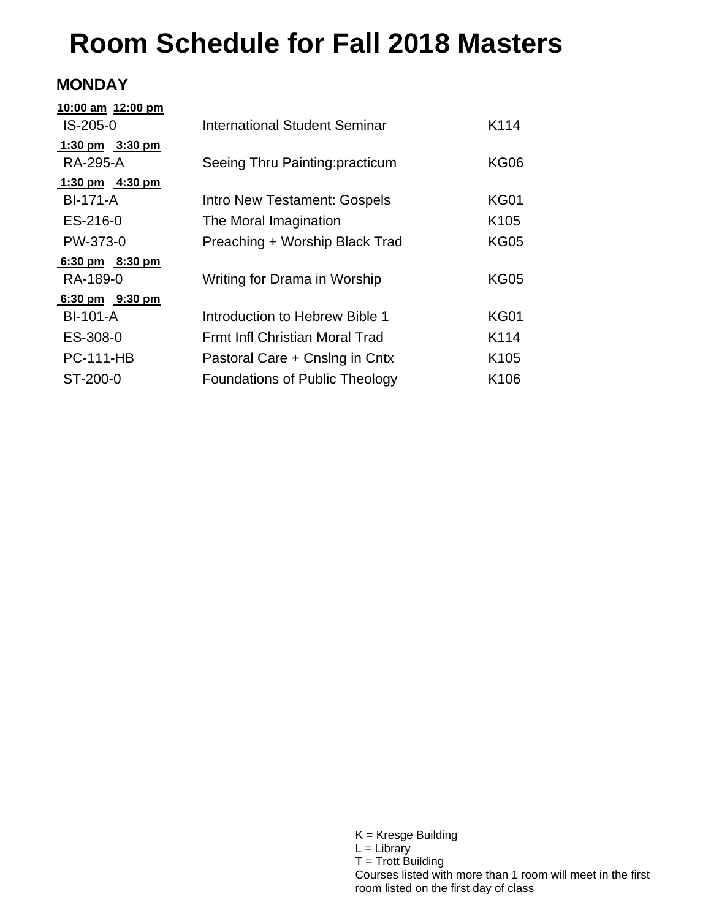# Room Schedule for Fall 2018 Masters

## MONDAY

**10:00 am 12:00 pm**

| | | |
|---|---|---|
| IS-205-0 | International Student Seminar | K114 |

**1:30 pm 3:30 pm**

| | | |
|---|---|---|
| RA-295-A | Seeing Thru Painting:practicum | KG06 |

**1:30 pm 4:30 pm**

| | | |
|---|---|---|
| BI-171-A | Intro New Testament: Gospels | KG01 |
| ES-216-0 | The Moral Imagination | K105 |
| PW-373-0 | Preaching + Worship Black Trad | KG05 |

**6:30 pm 8:30 pm**

| | | |
|---|---|---|
| RA-189-0 | Writing for Drama in Worship | KG05 |

**6:30 pm 9:30 pm**

| | | |
|---|---|---|
| BI-101-A | Introduction to Hebrew Bible 1 | KG01 |
| ES-308-0 | Frmt Infl Christian Moral Trad | K114 |
| PC-111-HB | Pastoral Care + Cnslng in Cntx | K105 |
| ST-200-0 | Foundations of Public Theology | K106 |

K = Kresge Building
L = Library
T = Trott Building
Courses listed with more than 1 room will meet in the first room listed on the first day of class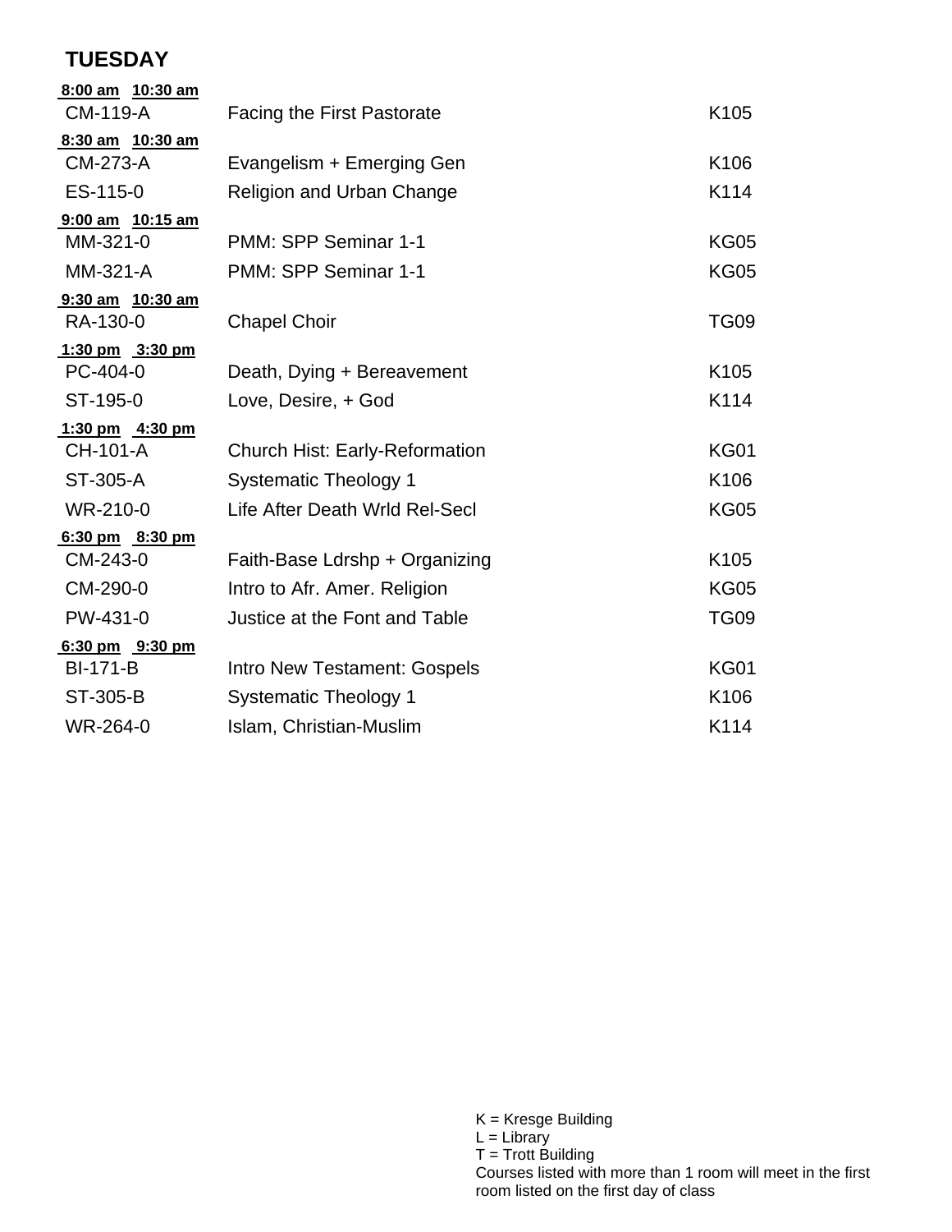# TUESDAY

**8:00 am 10:30 am**

| | | |
|---|---|---|
| CM-119-A | Facing the First Pastorate | K105 |

**8:30 am 10:30 am**

| | | |
|---|---|---|
| CM-273-A | Evangelism + Emerging Gen | K106 |
| ES-115-0 | Religion and Urban Change | K114 |

**9:00 am 10:15 am**

| | | |
|---|---|---|
| MM-321-0 | PMM: SPP Seminar 1-1 | KG05 |
| MM-321-A | PMM: SPP Seminar 1-1 | KG05 |

**9:30 am 10:30 am**

| | | |
|---|---|---|
| RA-130-0 | Chapel Choir | TG09 |

**1:30 pm 3:30 pm**

| | | |
|---|---|---|
| PC-404-0 | Death, Dying + Bereavement | K105 |
| ST-195-0 | Love, Desire, + God | K114 |

**1:30 pm 4:30 pm**

| | | |
|---|---|---|
| CH-101-A | Church Hist: Early-Reformation | KG01 |
| ST-305-A | Systematic Theology 1 | K106 |
| WR-210-0 | Life After Death Wrld Rel-Secl | KG05 |

**6:30 pm 8:30 pm**

| | | |
|---|---|---|
| CM-243-0 | Faith-Base Ldrshp + Organizing | K105 |
| CM-290-0 | Intro to Afr. Amer. Religion | KG05 |
| PW-431-0 | Justice at the Font and Table | TG09 |

**6:30 pm 9:30 pm**

| | | |
|---|---|---|
| BI-171-B | Intro New Testament: Gospels | KG01 |
| ST-305-B | Systematic Theology 1 | K106 |
| WR-264-0 | Islam, Christian-Muslim | K114 |

K = Kresge Building
L = Library
T = Trott Building
Courses listed with more than 1 room will meet in the first room listed on the first day of class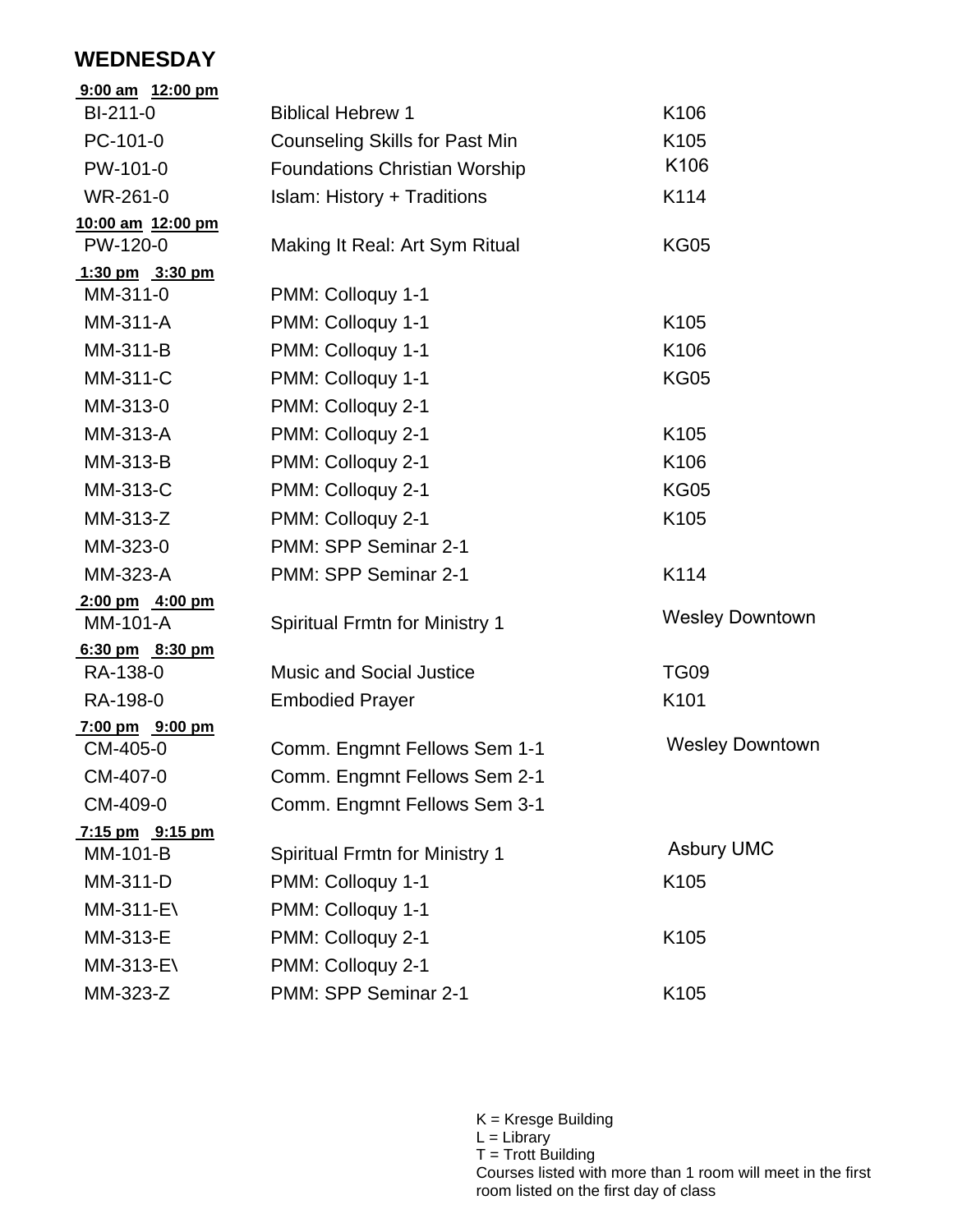## WEDNESDAY

| Course | Title | Room |
|---|---|---|
| **9:00 am 12:00 pm** | | |
| BI-211-0 | Biblical Hebrew 1 | K106 |
| PC-101-0 | Counseling Skills for Past Min | K105 |
| PW-101-0 | Foundations Christian Worship | K106 |
| WR-261-0 | Islam: History + Traditions | K114 |
| **10:00 am 12:00 pm** | | |
| PW-120-0 | Making It Real: Art Sym Ritual | KG05 |
| **1:30 pm 3:30 pm** | | |
| MM-311-0 | PMM: Colloquy 1-1 | |
| MM-311-A | PMM: Colloquy 1-1 | K105 |
| MM-311-B | PMM: Colloquy 1-1 | K106 |
| MM-311-C | PMM: Colloquy 1-1 | KG05 |
| MM-313-0 | PMM: Colloquy 2-1 | |
| MM-313-A | PMM: Colloquy 2-1 | K105 |
| MM-313-B | PMM: Colloquy 2-1 | K106 |
| MM-313-C | PMM: Colloquy 2-1 | KG05 |
| MM-313-Z | PMM: Colloquy 2-1 | K105 |
| MM-323-0 | PMM: SPP Seminar 2-1 | |
| MM-323-A | PMM: SPP Seminar 2-1 | K114 |
| **2:00 pm 4:00 pm** | | |
| MM-101-A | Spiritual Frmtn for Ministry 1 | Wesley Downtown |
| **6:30 pm 8:30 pm** | | |
| RA-138-0 | Music and Social Justice | TG09 |
| RA-198-0 | Embodied Prayer | K101 |
| **7:00 pm 9:00 pm** | | |
| CM-405-0 | Comm. Engmnt Fellows Sem 1-1 | Wesley Downtown |
| CM-407-0 | Comm. Engmnt Fellows Sem 2-1 | |
| CM-409-0 | Comm. Engmnt Fellows Sem 3-1 | |
| **7:15 pm 9:15 pm** | | |
| MM-101-B | Spiritual Frmtn for Ministry 1 | Asbury UMC |
| MM-311-D | PMM: Colloquy 1-1 | K105 |
| MM-311-E\ | PMM: Colloquy 1-1 | |
| MM-313-E | PMM: Colloquy 2-1 | K105 |
| MM-313-E\ | PMM: Colloquy 2-1 | |
| MM-323-Z | PMM: SPP Seminar 2-1 | K105 |

K = Kresge Building
L = Library
T = Trott Building
Courses listed with more than 1 room will meet in the first room listed on the first day of class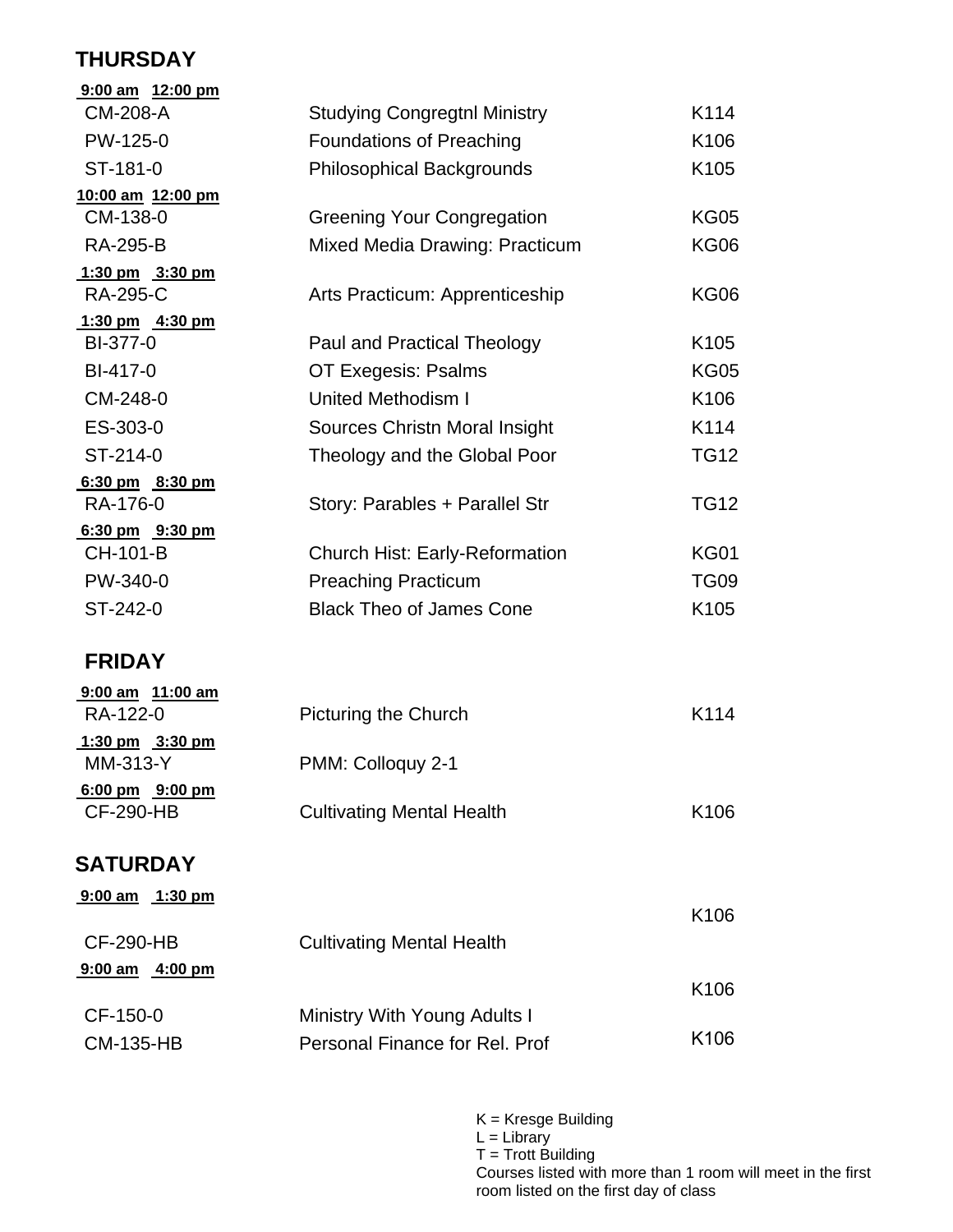## THURSDAY

| | | |
|---|---|---|
| **9:00 am 12:00 pm** | | |
| CM-208-A | Studying Congregtnl Ministry | K114 |
| PW-125-0 | Foundations of Preaching | K106 |
| ST-181-0 | Philosophical Backgrounds | K105 |
| **10:00 am 12:00 pm** | | |
| CM-138-0 | Greening Your Congregation | KG05 |
| RA-295-B | Mixed Media Drawing: Practicum | KG06 |
| **1:30 pm 3:30 pm** | | |
| RA-295-C | Arts Practicum: Apprenticeship | KG06 |
| **1:30 pm 4:30 pm** | | |
| BI-377-0 | Paul and Practical Theology | K105 |
| BI-417-0 | OT Exegesis: Psalms | KG05 |
| CM-248-0 | United Methodism I | K106 |
| ES-303-0 | Sources Christn Moral Insight | K114 |
| ST-214-0 | Theology and the Global Poor | TG12 |
| **6:30 pm 8:30 pm** | | |
| RA-176-0 | Story: Parables + Parallel Str | TG12 |
| **6:30 pm 9:30 pm** | | |
| CH-101-B | Church Hist: Early-Reformation | KG01 |
| PW-340-0 | Preaching Practicum | TG09 |
| ST-242-0 | Black Theo of James Cone | K105 |

## FRIDAY

| | | |
|---|---|---|
| **9:00 am 11:00 am** | | |
| RA-122-0 | Picturing the Church | K114 |
| **1:30 pm 3:30 pm** | | |
| MM-313-Y | PMM: Colloquy 2-1 | |
| **6:00 pm 9:00 pm** | | |
| CF-290-HB | Cultivating Mental Health | K106 |

## SATURDAY

| | | |
|---|---|---|
| **9:00 am 1:30 pm** | | |
| CF-290-HB | Cultivating Mental Health | K106 |
| **9:00 am 4:00 pm** | | |
| CF-150-0 | Ministry With Young Adults I | K106 |
| CM-135-HB | Personal Finance for Rel. Prof | K106 |

K = Kresge Building
L = Library
T = Trott Building
Courses listed with more than 1 room will meet in the first room listed on the first day of class